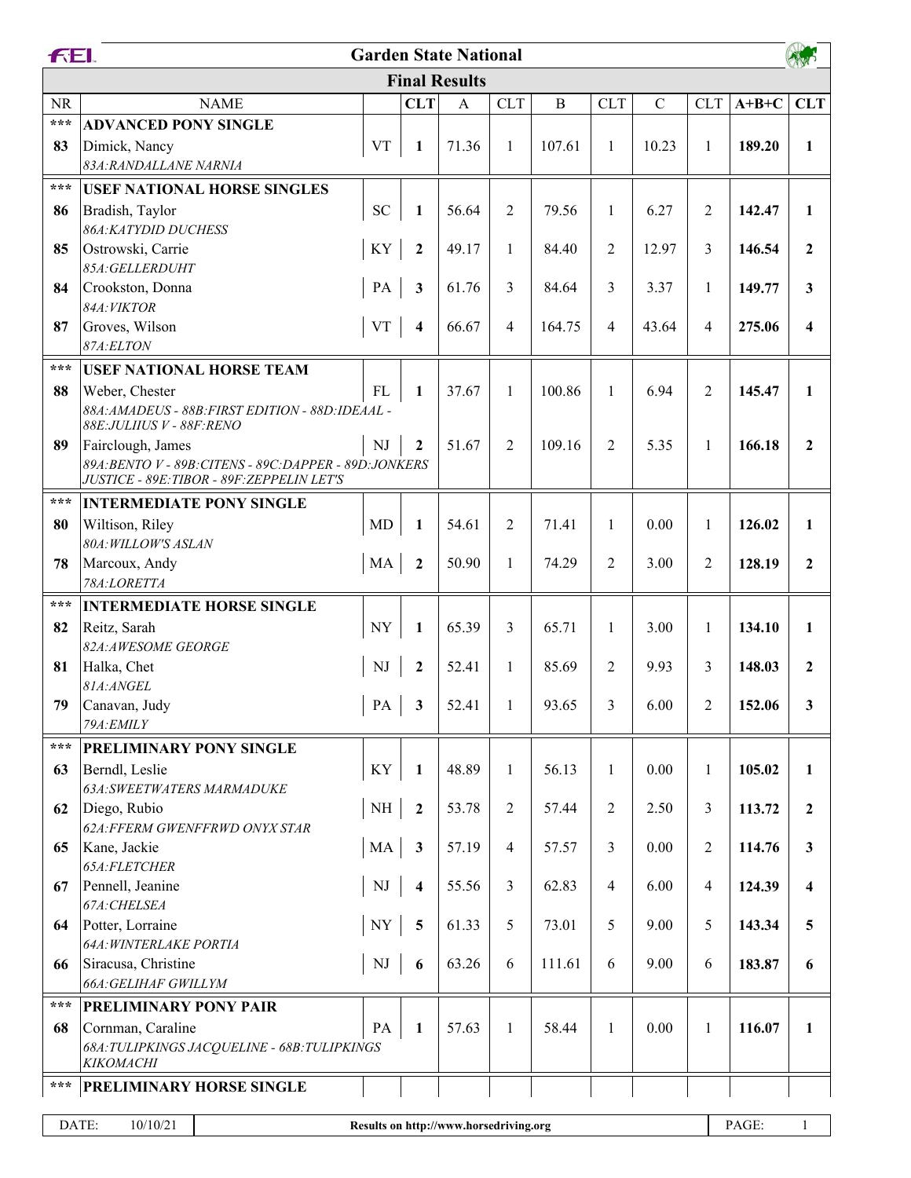# Garden State National

## Final Results

| NR | NAME | | CLT | A | CLT | B | CLT | C | CLT | A+B+C | CLT |
|---|---|---|---|---|---|---|---|---|---|---|---|
| *** | **ADVANCED PONY SINGLE** | | | | | | | | | | |
| **83** | Dimick, Nancy<br>*83A:RANDALLANE NARNIA* | VT | **1** | 71.36 | 1 | 107.61 | 1 | 10.23 | 1 | **189.20** | **1** |
| *** | **USEF NATIONAL HORSE SINGLES** | | | | | | | | | | |
| **86** | Bradish, Taylor<br>*86A:KATYDID DUCHESS* | SC | **1** | 56.64 | 2 | 79.56 | 1 | 6.27 | 2 | **142.47** | **1** |
| **85** | Ostrowski, Carrie<br>*85A:GELLERDUHT* | KY | **2** | 49.17 | 1 | 84.40 | 2 | 12.97 | 3 | **146.54** | **2** |
| **84** | Crookston, Donna<br>*84A:VIKTOR* | PA | **3** | 61.76 | 3 | 84.64 | 3 | 3.37 | 1 | **149.77** | **3** |
| **87** | Groves, Wilson<br>*87A:ELTON* | VT | **4** | 66.67 | 4 | 164.75 | 4 | 43.64 | 4 | **275.06** | **4** |
| *** | **USEF NATIONAL HORSE TEAM** | | | | | | | | | | |
| **88** | Weber, Chester<br>*88A:AMADEUS - 88B:FIRST EDITION - 88D:IDEAAL - 88E:JULIIUS V - 88F:RENO* | FL | **1** | 37.67 | 1 | 100.86 | 1 | 6.94 | 2 | **145.47** | **1** |
| **89** | Fairclough, James<br>*89A:BENTO V - 89B:CITENS - 89C:DAPPER - 89D:JONKERS JUSTICE - 89E:TIBOR - 89F:ZEPPELIN LET'S* | NJ | **2** | 51.67 | 2 | 109.16 | 2 | 5.35 | 1 | **166.18** | **2** |
| *** | **INTERMEDIATE PONY SINGLE** | | | | | | | | | | |
| **80** | Wiltison, Riley<br>*80A:WILLOW'S ASLAN* | MD | **1** | 54.61 | 2 | 71.41 | 1 | 0.00 | 1 | **126.02** | **1** |
| **78** | Marcoux, Andy<br>*78A:LORETTA* | MA | **2** | 50.90 | 1 | 74.29 | 2 | 3.00 | 2 | **128.19** | **2** |
| *** | **INTERMEDIATE HORSE SINGLE** | | | | | | | | | | |
| **82** | Reitz, Sarah<br>*82A:AWESOME GEORGE* | NY | **1** | 65.39 | 3 | 65.71 | 1 | 3.00 | 1 | **134.10** | **1** |
| **81** | Halka, Chet<br>*81A:ANGEL* | NJ | **2** | 52.41 | 1 | 85.69 | 2 | 9.93 | 3 | **148.03** | **2** |
| **79** | Canavan, Judy<br>*79A:EMILY* | PA | **3** | 52.41 | 1 | 93.65 | 3 | 6.00 | 2 | **152.06** | **3** |
| *** | **PRELIMINARY PONY SINGLE** | | | | | | | | | | |
| **63** | Berndl, Leslie<br>*63A:SWEETWATERS MARMADUKE* | KY | **1** | 48.89 | 1 | 56.13 | 1 | 0.00 | 1 | **105.02** | **1** |
| **62** | Diego, Rubio<br>*62A:FFERM GWENFFRWD ONYX STAR* | NH | **2** | 53.78 | 2 | 57.44 | 2 | 2.50 | 3 | **113.72** | **2** |
| **65** | Kane, Jackie<br>*65A:FLETCHER* | MA | **3** | 57.19 | 4 | 57.57 | 3 | 0.00 | 2 | **114.76** | **3** |
| **67** | Pennell, Jeanine<br>*67A:CHELSEA* | NJ | **4** | 55.56 | 3 | 62.83 | 4 | 6.00 | 4 | **124.39** | **4** |
| **64** | Potter, Lorraine<br>*64A:WINTERLAKE PORTIA* | NY | **5** | 61.33 | 5 | 73.01 | 5 | 9.00 | 5 | **143.34** | **5** |
| **66** | Siracusa, Christine<br>*66A:GELIHAF GWILLYM* | NJ | **6** | 63.26 | 6 | 111.61 | 6 | 9.00 | 6 | **183.87** | **6** |
| *** | **PRELIMINARY PONY PAIR** | | | | | | | | | | |
| **68** | Cornman, Caraline<br>*68A:TULIPKINGS JACQUELINE - 68B:TULIPKINGS KIKOMACHI* | PA | **1** | 57.63 | 1 | 58.44 | 1 | 0.00 | 1 | **116.07** | **1** |
| *** | **PRELIMINARY HORSE SINGLE** | | | | | | | | | | |

DATE: 10/10/21 — Results on http://www.horsedriving.org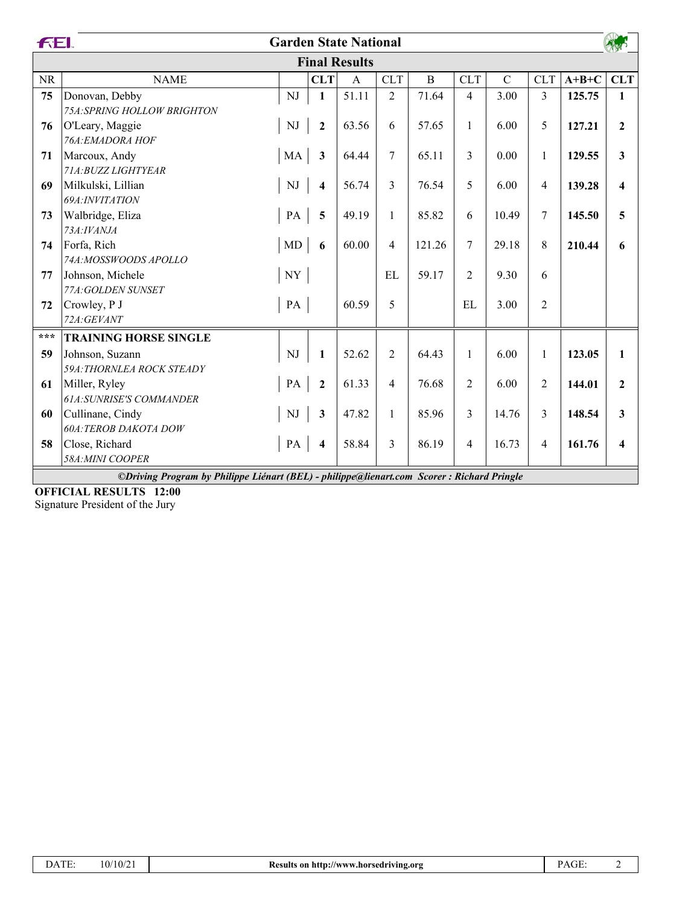# Garden State National

## Final Results

| NR | NAME | | CLT | A | CLT | B | CLT | C | CLT | A+B+C | CLT |
|---|---|---|---|---|---|---|---|---|---|---|---|
| **75** | Donovan, Debby<br>*75A:SPRING HOLLOW BRIGHTON* | NJ | **1** | 51.11 | 2 | 71.64 | 4 | 3.00 | 3 | **125.75** | **1** |
| **76** | O'Leary, Maggie<br>*76A:EMADORA HOF* | NJ | **2** | 63.56 | 6 | 57.65 | 1 | 6.00 | 5 | **127.21** | **2** |
| **71** | Marcoux, Andy<br>*71A:BUZZ LIGHTYEAR* | MA | **3** | 64.44 | 7 | 65.11 | 3 | 0.00 | 1 | **129.55** | **3** |
| **69** | Milkulski, Lillian<br>*69A:INVITATION* | NJ | **4** | 56.74 | 3 | 76.54 | 5 | 6.00 | 4 | **139.28** | **4** |
| **73** | Walbridge, Eliza<br>*73A:IVANJA* | PA | **5** | 49.19 | 1 | 85.82 | 6 | 10.49 | 7 | **145.50** | **5** |
| **74** | Forfa, Rich<br>*74A:MOSSWOODS APOLLO* | MD | **6** | 60.00 | 4 | 121.26 | 7 | 29.18 | 8 | **210.44** | **6** |
| **77** | Johnson, Michele<br>*77A:GOLDEN SUNSET* | NY | | | EL | 59.17 | 2 | 9.30 | 6 | | |
| **72** | Crowley, P J<br>*72A:GEVANT* | PA | | 60.59 | 5 | | EL | 3.00 | 2 | | |
| *** | **TRAINING HORSE SINGLE** | | | | | | | | | | |
| **59** | Johnson, Suzann<br>*59A:THORNLEA ROCK STEADY* | NJ | **1** | 52.62 | 2 | 64.43 | 1 | 6.00 | 1 | **123.05** | **1** |
| **61** | Miller, Ryley<br>*61A:SUNRISE'S COMMANDER* | PA | **2** | 61.33 | 4 | 76.68 | 2 | 6.00 | 2 | **144.01** | **2** |
| **60** | Cullinane, Cindy<br>*60A:TEROB DAKOTA DOW* | NJ | **3** | 47.82 | 1 | 85.96 | 3 | 14.76 | 3 | **148.54** | **3** |
| **58** | Close, Richard<br>*58A:MINI COOPER* | PA | **4** | 58.84 | 3 | 86.19 | 4 | 16.73 | 4 | **161.76** | **4** |

***©Driving Program by Philippe Liénart (BEL) - philippe@lienart.com Scorer : Richard Pringle***

**OFFICIAL RESULTS 12:00**

Signature President of the Jury

DATE: 10/10/21 | **Results on http://www.horsedriving.org**